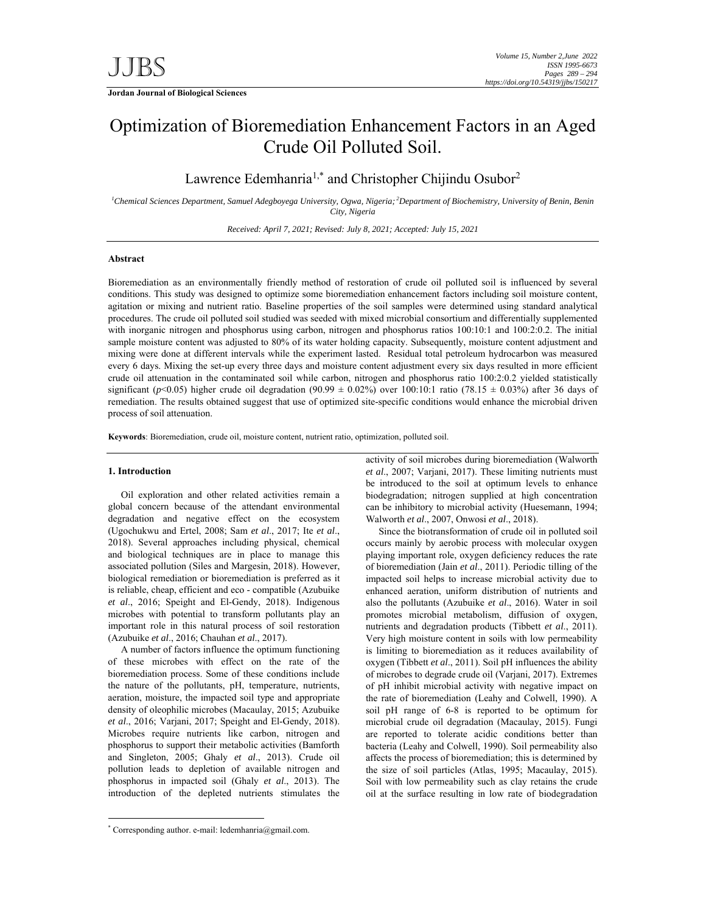# Optimization of Bioremediation Enhancement Factors in an Aged Crude Oil Polluted Soil.

Lawrence Edemhanria[1,*] and Christopher Chijindu Osubor[2]

[1]*Chemical Sciences Department, Samuel Adegboyega University, Ogwa, Nigeria;* [2]*Department of Biochemistry, University of Benin, Benin City, Nigeria*

*Received: April 7, 2021; Revised: July 8, 2021; Accepted: July 15, 2021*

## Abstract

Bioremediation as an environmentally friendly method of restoration of crude oil polluted soil is influenced by several conditions. This study was designed to optimize some bioremediation enhancement factors including soil moisture content, agitation or mixing and nutrient ratio. Baseline properties of the soil samples were determined using standard analytical procedures. The crude oil polluted soil studied was seeded with mixed microbial consortium and differentially supplemented with inorganic nitrogen and phosphorus using carbon, nitrogen and phosphorus ratios 100:10:1 and 100:2:0.2. The initial sample moisture content was adjusted to 80% of its water holding capacity. Subsequently, moisture content adjustment and mixing were done at different intervals while the experiment lasted. Residual total petroleum hydrocarbon was measured every 6 days. Mixing the set-up every three days and moisture content adjustment every six days resulted in more efficient crude oil attenuation in the contaminated soil while carbon, nitrogen and phosphorus ratio 100:2:0.2 yielded statistically significant ($p<0.05$) higher crude oil degradation ($90.99 \pm 0.02\%$) over 100:10:1 ratio ($78.15 \pm 0.03\%$) after 36 days of remediation. The results obtained suggest that use of optimized site-specific conditions would enhance the microbial driven process of soil attenuation.

**Keywords**: Bioremediation, crude oil, moisture content, nutrient ratio, optimization, polluted soil.

## 1. Introduction

Oil exploration and other related activities remain a global concern because of the attendant environmental degradation and negative effect on the ecosystem (Ugochukwu and Ertel, 2008; Sam *et al*., 2017; Ite *et al*., 2018). Several approaches including physical, chemical and biological techniques are in place to manage this associated pollution (Siles and Margesin, 2018). However, biological remediation or bioremediation is preferred as it is reliable, cheap, efficient and eco - compatible (Azubuike *et al*., 2016; Speight and El-Gendy, 2018). Indigenous microbes with potential to transform pollutants play an important role in this natural process of soil restoration (Azubuike *et al*., 2016; Chauhan *et al*., 2017).

A number of factors influence the optimum functioning of these microbes with effect on the rate of the bioremediation process. Some of these conditions include the nature of the pollutants, pH, temperature, nutrients, aeration, moisture, the impacted soil type and appropriate density of oleophilic microbes (Macaulay, 2015; Azubuike *et al*., 2016; Varjani, 2017; Speight and El-Gendy, 2018). Microbes require nutrients like carbon, nitrogen and phosphorus to support their metabolic activities (Bamforth and Singleton, 2005; Ghaly *et al*., 2013). Crude oil pollution leads to depletion of available nitrogen and phosphorus in impacted soil (Ghaly *et al*., 2013). The introduction of the depleted nutrients stimulates the activity of soil microbes during bioremediation (Walworth *et al*., 2007; Varjani, 2017). These limiting nutrients must be introduced to the soil at optimum levels to enhance biodegradation; nitrogen supplied at high concentration can be inhibitory to microbial activity (Huesemann, 1994; Walworth *et al*., 2007, Onwosi *et al*., 2018).

Since the biotransformation of crude oil in polluted soil occurs mainly by aerobic process with molecular oxygen playing important role, oxygen deficiency reduces the rate of bioremediation (Jain *et al*., 2011). Periodic tilling of the impacted soil helps to increase microbial activity due to enhanced aeration, uniform distribution of nutrients and also the pollutants (Azubuike *et al*., 2016). Water in soil promotes microbial metabolism, diffusion of oxygen, nutrients and degradation products (Tibbett *et al*., 2011). Very high moisture content in soils with low permeability is limiting to bioremediation as it reduces availability of oxygen (Tibbett *et al*., 2011). Soil pH influences the ability of microbes to degrade crude oil (Varjani, 2017). Extremes of pH inhibit microbial activity with negative impact on the rate of bioremediation (Leahy and Colwell, 1990). A soil pH range of 6-8 is reported to be optimum for microbial crude oil degradation (Macaulay, 2015). Fungi are reported to tolerate acidic conditions better than bacteria (Leahy and Colwell, 1990). Soil permeability also affects the process of bioremediation; this is determined by the size of soil particles (Atlas, 1995; Macaulay, 2015). Soil with low permeability such as clay retains the crude oil at the surface resulting in low rate of biodegradation

---

[*] Corresponding author. e-mail: ledemhanria@gmail.com.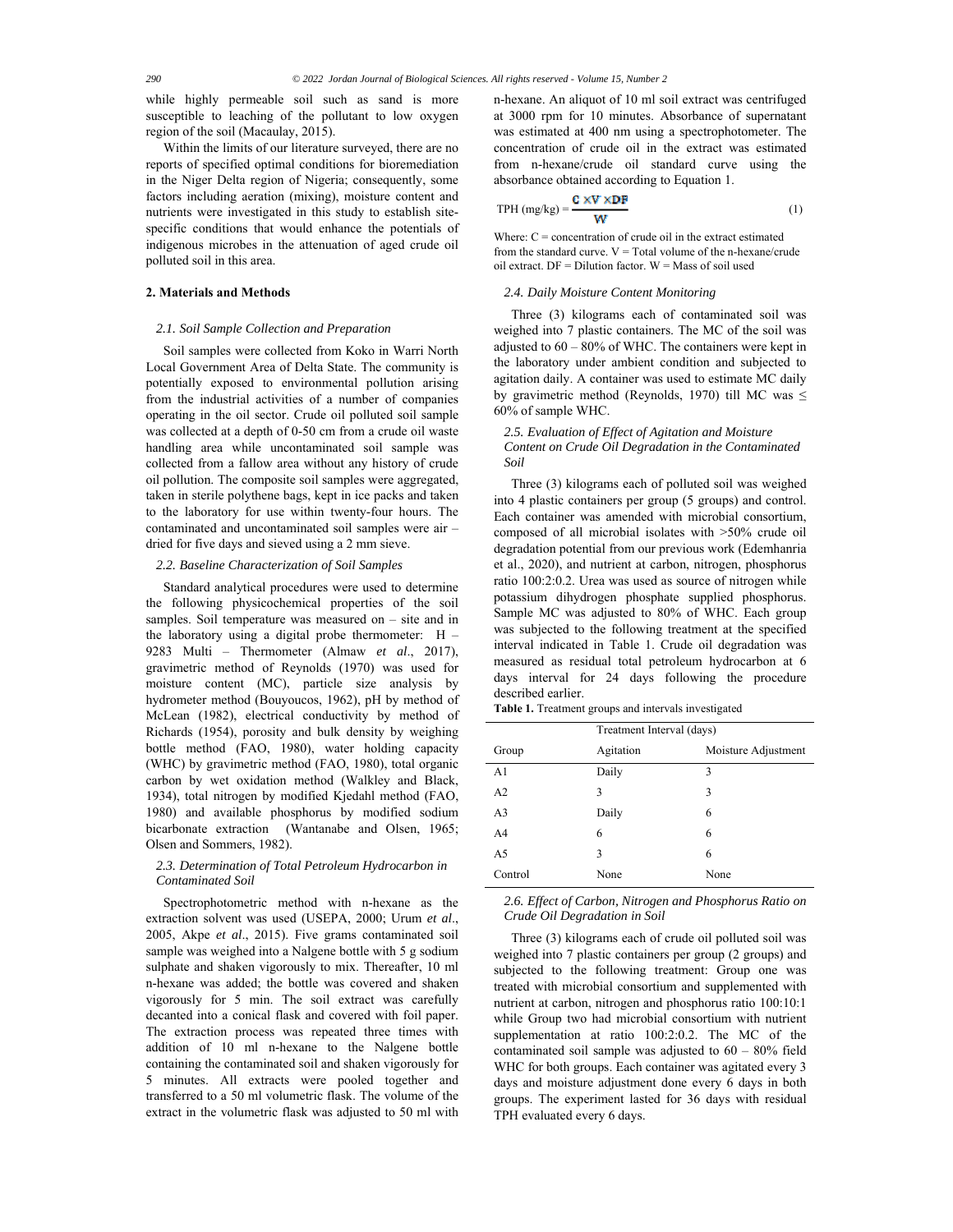while highly permeable soil such as sand is more susceptible to leaching of the pollutant to low oxygen region of the soil (Macaulay, 2015).

Within the limits of our literature surveyed, there are no reports of specified optimal conditions for bioremediation in the Niger Delta region of Nigeria; consequently, some factors including aeration (mixing), moisture content and nutrients were investigated in this study to establish site-specific conditions that would enhance the potentials of indigenous microbes in the attenuation of aged crude oil polluted soil in this area.

## 2. Materials and Methods

### *2.1. Soil Sample Collection and Preparation*

Soil samples were collected from Koko in Warri North Local Government Area of Delta State. The community is potentially exposed to environmental pollution arising from the industrial activities of a number of companies operating in the oil sector. Crude oil polluted soil sample was collected at a depth of 0-50 cm from a crude oil waste handling area while uncontaminated soil sample was collected from a fallow area without any history of crude oil pollution. The composite soil samples were aggregated, taken in sterile polythene bags, kept in ice packs and taken to the laboratory for use within twenty-four hours. The contaminated and uncontaminated soil samples were air – dried for five days and sieved using a 2 mm sieve.

### *2.2. Baseline Characterization of Soil Samples*

Standard analytical procedures were used to determine the following physicochemical properties of the soil samples. Soil temperature was measured on – site and in the laboratory using a digital probe thermometer: H – 9283 Multi – Thermometer (Almaw *et al*., 2017), gravimetric method of Reynolds (1970) was used for moisture content (MC), particle size analysis by hydrometer method (Bouyoucos, 1962), pH by method of McLean (1982), electrical conductivity by method of Richards (1954), porosity and bulk density by weighing bottle method (FAO, 1980), water holding capacity (WHC) by gravimetric method (FAO, 1980), total organic carbon by wet oxidation method (Walkley and Black, 1934), total nitrogen by modified Kjedahl method (FAO, 1980) and available phosphorus by modified sodium bicarbonate extraction (Wantanabe and Olsen, 1965; Olsen and Sommers, 1982).

### *2.3. Determination of Total Petroleum Hydrocarbon in Contaminated Soil*

Spectrophotometric method with n-hexane as the extraction solvent was used (USEPA, 2000; Urum *et al*., 2005, Akpe *et al*., 2015). Five grams contaminated soil sample was weighed into a Nalgene bottle with 5 g sodium sulphate and shaken vigorously to mix. Thereafter, 10 ml n-hexane was added; the bottle was covered and shaken vigorously for 5 min. The soil extract was carefully decanted into a conical flask and covered with foil paper. The extraction process was repeated three times with addition of 10 ml n-hexane to the Nalgene bottle containing the contaminated soil and shaken vigorously for 5 minutes. All extracts were pooled together and transferred to a 50 ml volumetric flask. The volume of the extract in the volumetric flask was adjusted to 50 ml with n-hexane. An aliquot of 10 ml soil extract was centrifuged at 3000 rpm for 10 minutes. Absorbance of supernatant was estimated at 400 nm using a spectrophotometer. The concentration of crude oil in the extract was estimated from n-hexane/crude oil standard curve using the absorbance obtained according to Equation 1.

$$\text{TPH (mg/kg)} = \frac{C \times V \times DF}{W} \tag{1}$$

Where: C = concentration of crude oil in the extract estimated from the standard curve. V = Total volume of the n-hexane/crude oil extract. DF = Dilution factor. W = Mass of soil used

### *2.4. Daily Moisture Content Monitoring*

Three (3) kilograms each of contaminated soil was weighed into 7 plastic containers. The MC of the soil was adjusted to 60 – 80% of WHC. The containers were kept in the laboratory under ambient condition and subjected to agitation daily. A container was used to estimate MC daily by gravimetric method (Reynolds, 1970) till MC was ≤ 60% of sample WHC.

### *2.5. Evaluation of Effect of Agitation and Moisture Content on Crude Oil Degradation in the Contaminated Soil*

Three (3) kilograms each of polluted soil was weighed into 4 plastic containers per group (5 groups) and control. Each container was amended with microbial consortium, composed of all microbial isolates with >50% crude oil degradation potential from our previous work (Edemhanria et al., 2020), and nutrient at carbon, nitrogen, phosphorus ratio 100:2:0.2. Urea was used as source of nitrogen while potassium dihydrogen phosphate supplied phosphorus. Sample MC was adjusted to 80% of WHC. Each group was subjected to the following treatment at the specified interval indicated in Table 1. Crude oil degradation was measured as residual total petroleum hydrocarbon at 6 days interval for 24 days following the procedure described earlier.

**Table 1.** Treatment groups and intervals investigated

| | Treatment Interval (days) | |
|---|---|---|
| Group | Agitation | Moisture Adjustment |
| A1 | Daily | 3 |
| A2 | 3 | 3 |
| A3 | Daily | 6 |
| A4 | 6 | 6 |
| A5 | 3 | 6 |
| Control | None | None |

### *2.6. Effect of Carbon, Nitrogen and Phosphorus Ratio on Crude Oil Degradation in Soil*

Three (3) kilograms each of crude oil polluted soil was weighed into 7 plastic containers per group (2 groups) and subjected to the following treatment: Group one was treated with microbial consortium and supplemented with nutrient at carbon, nitrogen and phosphorus ratio 100:10:1 while Group two had microbial consortium with nutrient supplementation at ratio 100:2:0.2. The MC of the contaminated soil sample was adjusted to 60 – 80% field WHC for both groups. Each container was agitated every 3 days and moisture adjustment done every 6 days in both groups. The experiment lasted for 36 days with residual TPH evaluated every 6 days.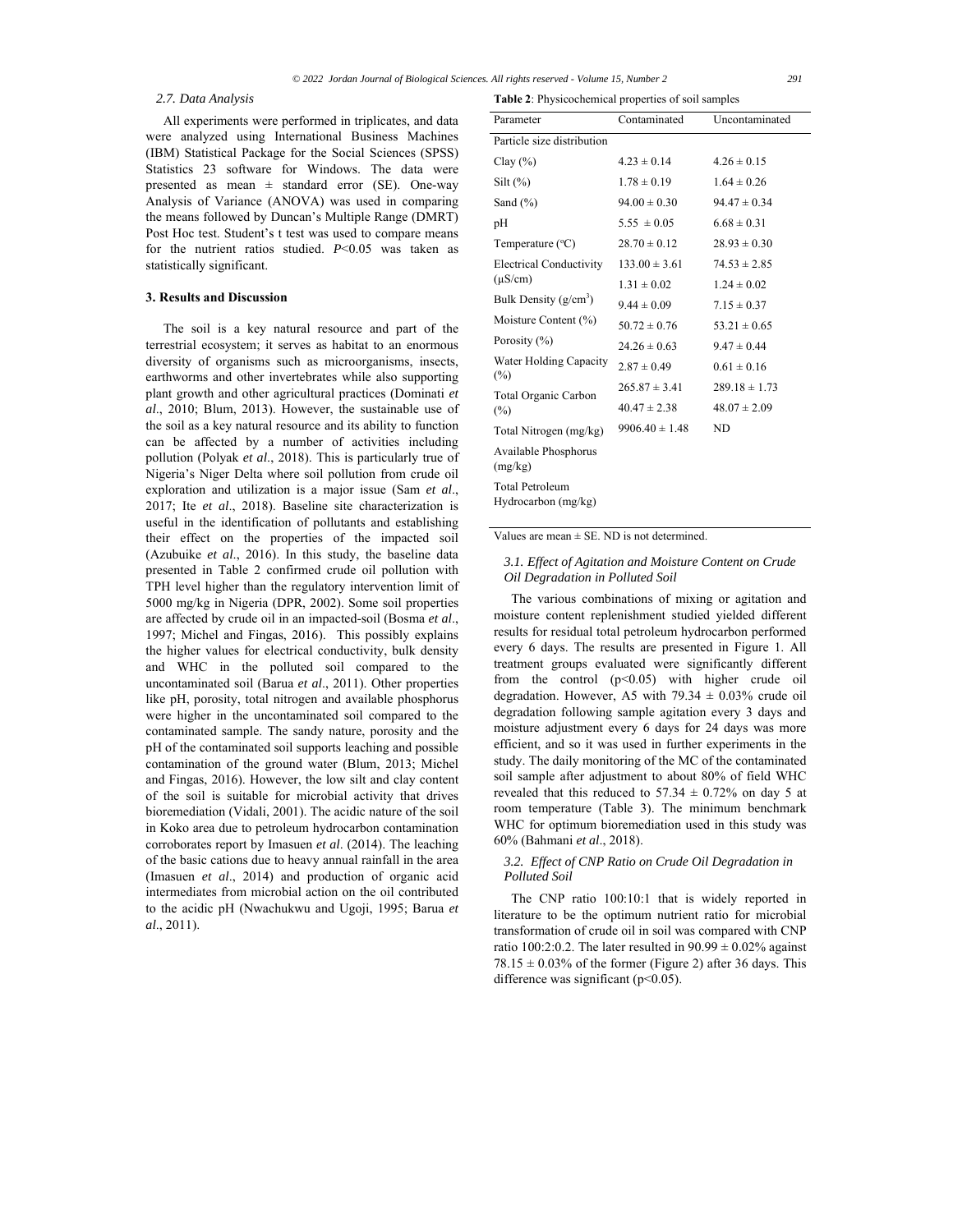### 2.7. Data Analysis

All experiments were performed in triplicates, and data were analyzed using International Business Machines (IBM) Statistical Package for the Social Sciences (SPSS) Statistics 23 software for Windows. The data were presented as mean ± standard error (SE). One-way Analysis of Variance (ANOVA) was used in comparing the means followed by Duncan's Multiple Range (DMRT) Post Hoc test. Student's t test was used to compare means for the nutrient ratios studied. $P<0.05$ was taken as statistically significant.

## 3. Results and Discussion

The soil is a key natural resource and part of the terrestrial ecosystem; it serves as habitat to an enormous diversity of organisms such as microorganisms, insects, earthworms and other invertebrates while also supporting plant growth and other agricultural practices (Dominati *et al*., 2010; Blum, 2013). However, the sustainable use of the soil as a key natural resource and its ability to function can be affected by a number of activities including pollution (Polyak *et al*., 2018). This is particularly true of Nigeria's Niger Delta where soil pollution from crude oil exploration and utilization is a major issue (Sam *et al*., 2017; Ite *et al*., 2018). Baseline site characterization is useful in the identification of pollutants and establishing their effect on the properties of the impacted soil (Azubuike *et al*., 2016). In this study, the baseline data presented in Table 2 confirmed crude oil pollution with TPH level higher than the regulatory intervention limit of 5000 mg/kg in Nigeria (DPR, 2002). Some soil properties are affected by crude oil in an impacted-soil (Bosma *et al*., 1997; Michel and Fingas, 2016). This possibly explains the higher values for electrical conductivity, bulk density and WHC in the polluted soil compared to the uncontaminated soil (Barua *et al*., 2011). Other properties like pH, porosity, total nitrogen and available phosphorus were higher in the uncontaminated soil compared to the contaminated sample. The sandy nature, porosity and the pH of the contaminated soil supports leaching and possible contamination of the ground water (Blum, 2013; Michel and Fingas, 2016). However, the low silt and clay content of the soil is suitable for microbial activity that drives bioremediation (Vidali, 2001). The acidic nature of the soil in Koko area due to petroleum hydrocarbon contamination corroborates report by Imasuen *et al*. (2014). The leaching of the basic cations due to heavy annual rainfall in the area (Imasuen *et al*., 2014) and production of organic acid intermediates from microbial action on the oil contributed to the acidic pH (Nwachukwu and Ugoji, 1995; Barua *et al*., 2011).

**Table 2**: Physicochemical properties of soil samples

| Parameter | Contaminated | Uncontaminated |
|---|---|---|
| Particle size distribution | | |
| Clay (%) | 4.23 ± 0.14 | 4.26 ± 0.15 |
| Silt (%) | 1.78 ± 0.19 | 1.64 ± 0.26 |
| Sand (%) | 94.00 ± 0.30 | 94.47 ± 0.34 |
| pH | 5.55 ± 0.05 | 6.68 ± 0.31 |
| Temperature (°C) | 28.70 ± 0.12 | 28.93 ± 0.30 |
| Electrical Conductivity (μS/cm) | 133.00 ± 3.61 | 74.53 ± 2.85 |
| Bulk Density (g/cm$^3$) | 1.31 ± 0.02 | 1.24 ± 0.02 |
| Moisture Content (%) | 9.44 ± 0.09 | 7.15 ± 0.37 |
| Porosity (%) | 50.72 ± 0.76 | 53.21 ± 0.65 |
| Water Holding Capacity (%) | 24.26 ± 0.63 | 9.47 ± 0.44 |
| Total Organic Carbon (%) | 2.87 ± 0.49 | 0.61 ± 0.16 |
| Total Nitrogen (mg/kg) | 265.87 ± 3.41 | 289.18 ± 1.73 |
| Available Phosphorus (mg/kg) | 40.47 ± 2.38 | 48.07 ± 2.09 |
| Total Petroleum Hydrocarbon (mg/kg) | 9906.40 ± 1.48 | ND |

Values are mean ± SE. ND is not determined.

### 3.1. Effect of Agitation and Moisture Content on Crude Oil Degradation in Polluted Soil

The various combinations of mixing or agitation and moisture content replenishment studied yielded different results for residual total petroleum hydrocarbon performed every 6 days. The results are presented in Figure 1. All treatment groups evaluated were significantly different from the control ($p<0.05$) with higher crude oil degradation. However, A5 with 79.34 ± 0.03% crude oil degradation following sample agitation every 3 days and moisture adjustment every 6 days for 24 days was more efficient, and so it was used in further experiments in the study. The daily monitoring of the MC of the contaminated soil sample after adjustment to about 80% of field WHC revealed that this reduced to 57.34 ± 0.72% on day 5 at room temperature (Table 3). The minimum benchmark WHC for optimum bioremediation used in this study was 60% (Bahmani *et al*., 2018).

### 3.2. Effect of CNP Ratio on Crude Oil Degradation in Polluted Soil

The CNP ratio 100:10:1 that is widely reported in literature to be the optimum nutrient ratio for microbial transformation of crude oil in soil was compared with CNP ratio 100:2:0.2. The later resulted in 90.99 ± 0.02% against 78.15 ± 0.03% of the former (Figure 2) after 36 days. This difference was significant ($p<0.05$).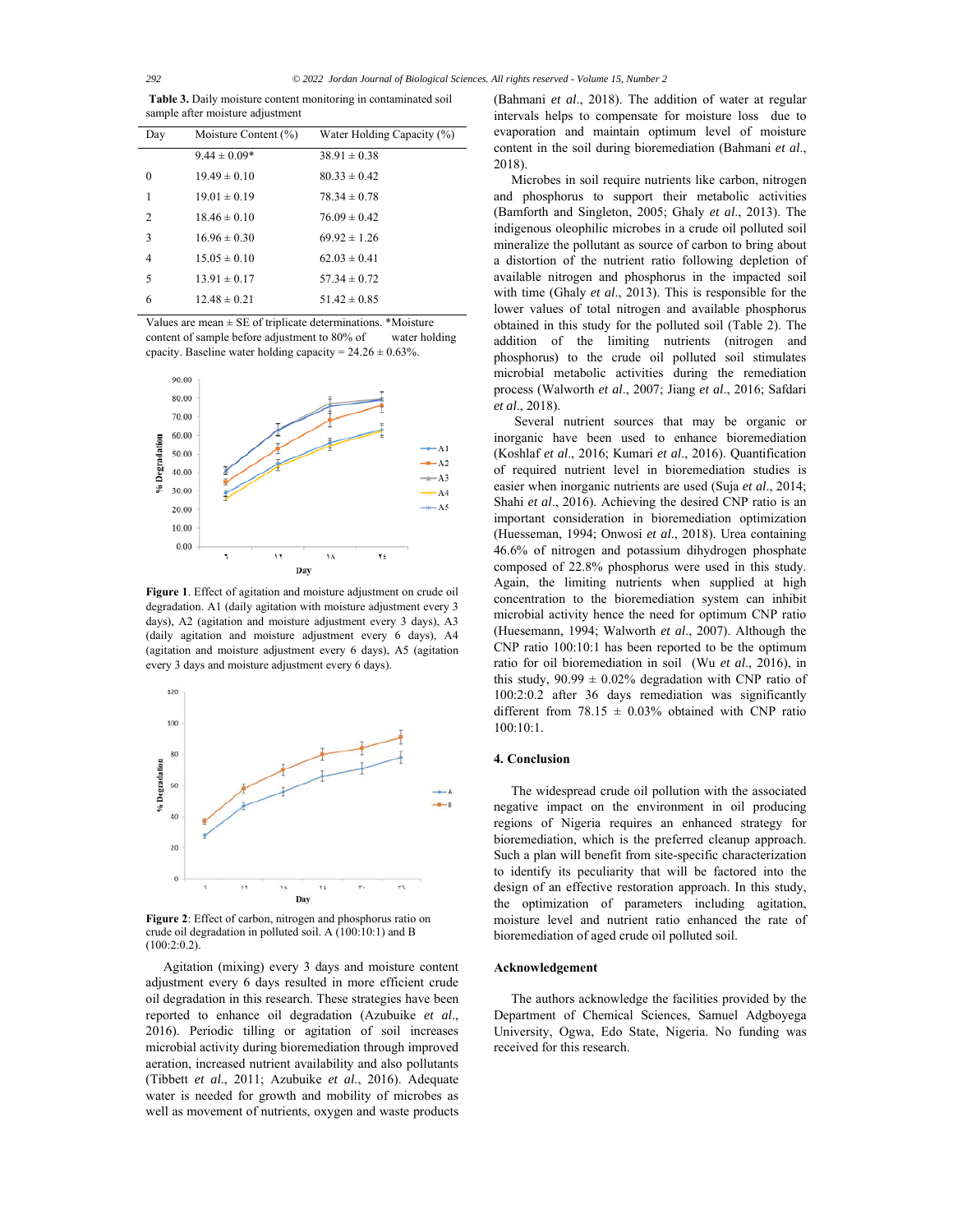**Table 3.** Daily moisture content monitoring in contaminated soil sample after moisture adjustment

| Day | Moisture Content (%) | Water Holding Capacity (%) |
|---|---|---|
| | 9.44 ± 0.09* | 38.91 ± 0.38 |
| 0 | 19.49 ± 0.10 | 80.33 ± 0.42 |
| 1 | 19.01 ± 0.19 | 78.34 ± 0.78 |
| 2 | 18.46 ± 0.10 | 76.09 ± 0.42 |
| 3 | 16.96 ± 0.30 | 69.92 ± 1.26 |
| 4 | 15.05 ± 0.10 | 62.03 ± 0.41 |
| 5 | 13.91 ± 0.17 | 57.34 ± 0.72 |
| 6 | 12.48 ± 0.21 | 51.42 ± 0.85 |

Values are mean ± SE of triplicate determinations. *Moisture content of sample before adjustment to 80% of water holding cpacity. Baseline water holding capacity = 24.26 ± 0.63%.

**Figure 1**. Effect of agitation and moisture adjustment on crude oil degradation. A1 (daily agitation with moisture adjustment every 3 days), A2 (agitation and moisture adjustment every 3 days), A3 (daily agitation and moisture adjustment every 6 days), A4 (agitation and moisture adjustment every 6 days), A5 (agitation every 3 days and moisture adjustment every 6 days).

**Figure 2**: Effect of carbon, nitrogen and phosphorus ratio on crude oil degradation in polluted soil. A (100:10:1) and B (100:2:0.2).

Agitation (mixing) every 3 days and moisture content adjustment every 6 days resulted in more efficient crude oil degradation in this research. These strategies have been reported to enhance oil degradation (Azubuike *et al*., 2016). Periodic tilling or agitation of soil increases microbial activity during bioremediation through improved aeration, increased nutrient availability and also pollutants (Tibbett *et al*., 2011; Azubuike *et al*., 2016). Adequate water is needed for growth and mobility of microbes as well as movement of nutrients, oxygen and waste products (Bahmani *et al*., 2018). The addition of water at regular intervals helps to compensate for moisture loss due to evaporation and maintain optimum level of moisture content in the soil during bioremediation (Bahmani *et al*., 2018).

Microbes in soil require nutrients like carbon, nitrogen and phosphorus to support their metabolic activities (Bamforth and Singleton, 2005; Ghaly *et al*., 2013). The indigenous oleophilic microbes in a crude oil polluted soil mineralize the pollutant as source of carbon to bring about a distortion of the nutrient ratio following depletion of available nitrogen and phosphorus in the impacted soil with time (Ghaly *et al*., 2013). This is responsible for the lower values of total nitrogen and available phosphorus obtained in this study for the polluted soil (Table 2). The addition of the limiting nutrients (nitrogen and phosphorus) to the crude oil polluted soil stimulates microbial metabolic activities during the remediation process (Walworth *et al*., 2007; Jiang *et al*., 2016; Safdari *et al*., 2018).

Several nutrient sources that may be organic or inorganic have been used to enhance bioremediation (Koshlaf *et al*., 2016; Kumari *et al*., 2016). Quantification of required nutrient level in bioremediation studies is easier when inorganic nutrients are used (Suja *et al*., 2014; Shahi *et al*., 2016). Achieving the desired CNP ratio is an important consideration in bioremediation optimization (Huessemann, 1994; Onwosi *et al*., 2018). Urea containing 46.6% of nitrogen and potassium dihydrogen phosphate composed of 22.8% phosphorus were used in this study. Again, the limiting nutrients when supplied at high concentration to the bioremediation system can inhibit microbial activity hence the need for optimum CNP ratio (Huesemann, 1994; Walworth *et al*., 2007). Although the CNP ratio 100:10:1 has been reported to be the optimum ratio for oil bioremediation in soil (Wu *et al*., 2016), in this study, 90.99 ± 0.02% degradation with CNP ratio of 100:2:0.2 after 36 days remediation was significantly different from 78.15 ± 0.03% obtained with CNP ratio 100:10:1.

## 4. Conclusion

The widespread crude oil pollution with the associated negative impact on the environment in oil producing regions of Nigeria requires an enhanced strategy for bioremediation, which is the preferred cleanup approach. Such a plan will benefit from site-specific characterization to identify its peculiarity that will be factored into the design of an effective restoration approach. In this study, the optimization of parameters including agitation, moisture level and nutrient ratio enhanced the rate of bioremediation of aged crude oil polluted soil.

## Acknowledgement

The authors acknowledge the facilities provided by the Department of Chemical Sciences, Samuel Adgboyega University, Ogwa, Edo State, Nigeria. No funding was received for this research.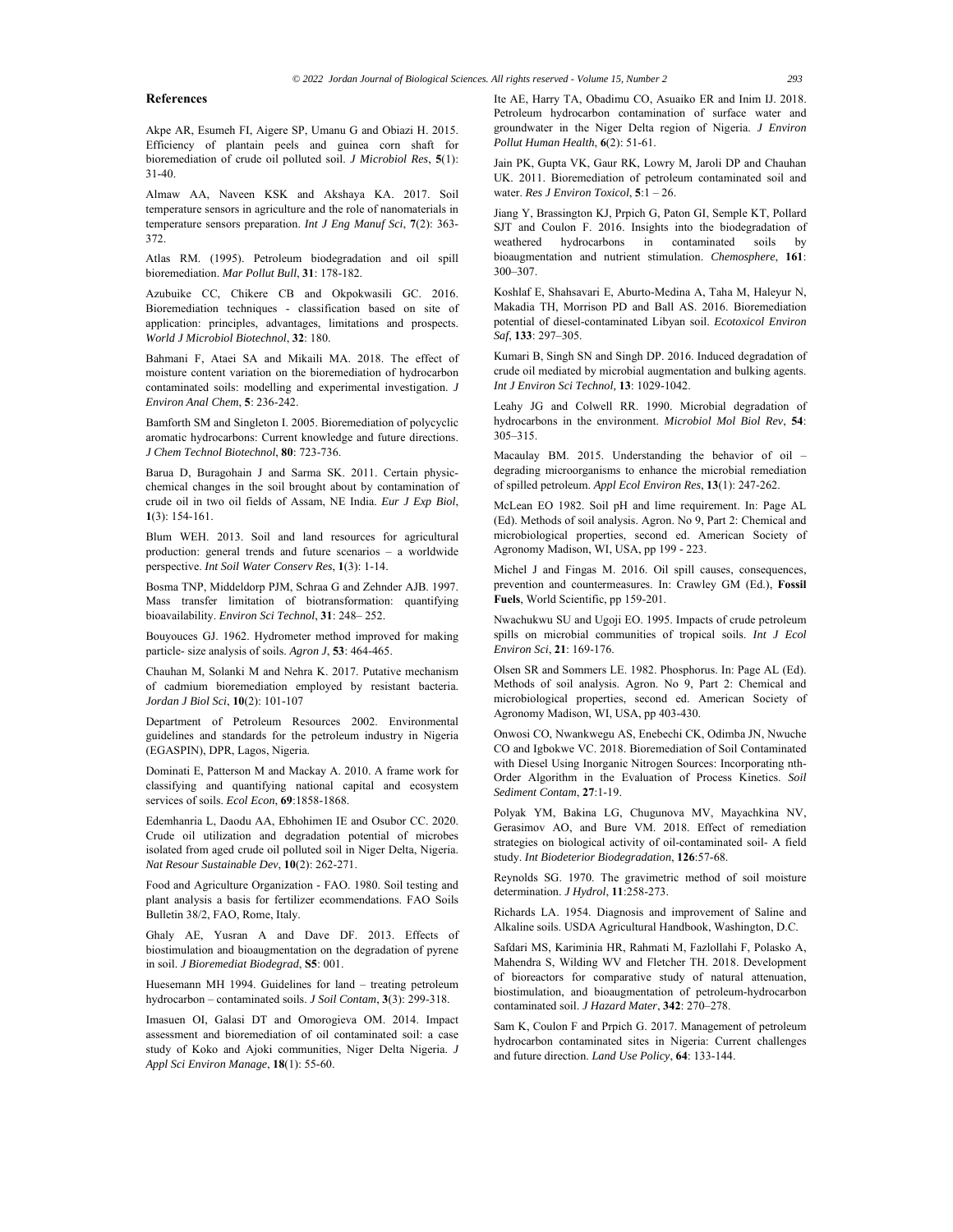## References

Akpe AR, Esumeh FI, Aigere SP, Umanu G and Obiazi H. 2015. Efficiency of plantain peels and guinea corn shaft for bioremediation of crude oil polluted soil. *J Microbiol Res*, **5**(1): 31-40.

Almaw AA, Naveen KSK and Akshaya KA. 2017. Soil temperature sensors in agriculture and the role of nanomaterials in temperature sensors preparation. *Int J Eng Manuf Sci*, **7**(2): 363-372.

Atlas RM. (1995). Petroleum biodegradation and oil spill bioremediation. *Mar Pollut Bull*, **31**: 178-182.

Azubuike CC, Chikere CB and Okpokwasili GC. 2016. Bioremediation techniques - classification based on site of application: principles, advantages, limitations and prospects. *World J Microbiol Biotechnol*, **32**: 180.

Bahmani F, Ataei SA and Mikaili MA. 2018. The effect of moisture content variation on the bioremediation of hydrocarbon contaminated soils: modelling and experimental investigation. *J Environ Anal Chem*, **5**: 236-242.

Bamforth SM and Singleton I. 2005. Bioremediation of polycyclic aromatic hydrocarbons: Current knowledge and future directions. *J Chem Technol Biotechnol*, **80**: 723-736.

Barua D, Buragohain J and Sarma SK. 2011. Certain physic-chemical changes in the soil brought about by contamination of crude oil in two oil fields of Assam, NE India. *Eur J Exp Biol*, **1**(3): 154-161.

Blum WEH. 2013. Soil and land resources for agricultural production: general trends and future scenarios – a worldwide perspective. *Int Soil Water Conserv Res*, **1**(3): 1-14.

Bosma TNP, Middeldorp PJM, Schraa G and Zehnder AJB. 1997. Mass transfer limitation of biotransformation: quantifying bioavailability. *Environ Sci Technol*, **31**: 248– 252.

Bouyouces GJ. 1962. Hydrometer method improved for making particle- size analysis of soils. *Agron J*, **53**: 464-465.

Chauhan M, Solanki M and Nehra K. 2017. Putative mechanism of cadmium bioremediation employed by resistant bacteria. *Jordan J Biol Sci*, **10**(2): 101-107

Department of Petroleum Resources 2002. Environmental guidelines and standards for the petroleum industry in Nigeria (EGASPIN), DPR, Lagos, Nigeria.

Dominati E, Patterson M and Mackay A. 2010. A frame work for classifying and quantifying natural capital and ecosystem services of soils. *Ecol Econ*, **69**:1858-1868.

Edemhanria L, Daodu AA, Ebhohimen IE and Osubor CC. 2020. Crude oil utilization and degradation potential of microbes isolated from aged crude oil polluted soil in Niger Delta, Nigeria. *Nat Resour Sustainable Dev*, **10**(2): 262-271.

Food and Agriculture Organization - FAO. 1980. Soil testing and plant analysis a basis for fertilizer ecommendations. FAO Soils Bulletin 38/2, FAO, Rome, Italy.

Ghaly AE, Yusran A and Dave DF. 2013. Effects of biostimulation and bioaugmentation on the degradation of pyrene in soil. *J Bioremediat Biodegrad*, **S5**: 001.

Huesemann MH 1994. Guidelines for land – treating petroleum hydrocarbon – contaminated soils. *J Soil Contam*, **3**(3): 299-318.

Imasuen OI, Galasi DT and Omorogieva OM. 2014. Impact assessment and bioremediation of oil contaminated soil: a case study of Koko and Ajoki communities, Niger Delta Nigeria. *J Appl Sci Environ Manage*, **18**(1): 55-60.

Ite AE, Harry TA, Obadimu CO, Asuaiko ER and Inim IJ. 2018. Petroleum hydrocarbon contamination of surface water and groundwater in the Niger Delta region of Nigeria. *J Environ Pollut Human Health*, **6**(2): 51-61.

Jain PK, Gupta VK, Gaur RK, Lowry M, Jaroli DP and Chauhan UK. 2011. Bioremediation of petroleum contaminated soil and water. *Res J Environ Toxicol*, **5**:1 – 26.

Jiang Y, Brassington KJ, Prpich G, Paton GI, Semple KT, Pollard SJT and Coulon F. 2016. Insights into the biodegradation of weathered hydrocarbons in contaminated soils by bioaugmentation and nutrient stimulation. *Chemosphere*, **161**: 300–307.

Koshlaf E, Shahsavari E, Aburto-Medina A, Taha M, Haleyur N, Makadia TH, Morrison PD and Ball AS. 2016. Bioremediation potential of diesel-contaminated Libyan soil. *Ecotoxicol Environ Saf*, **133**: 297–305.

Kumari B, Singh SN and Singh DP. 2016. Induced degradation of crude oil mediated by microbial augmentation and bulking agents. *Int J Environ Sci Technol,* **13**: 1029-1042.

Leahy JG and Colwell RR. 1990. Microbial degradation of hydrocarbons in the environment. *Microbiol Mol Biol Rev*, **54**: 305–315.

Macaulay BM. 2015. Understanding the behavior of oil – degrading microorganisms to enhance the microbial remediation of spilled petroleum. *Appl Ecol Environ Res*, **13**(1): 247-262.

McLean EO 1982. Soil pH and lime requirement. In: Page AL (Ed). Methods of soil analysis. Agron. No 9, Part 2: Chemical and microbiological properties, second ed. American Society of Agronomy Madison, WI, USA, pp 199 - 223.

Michel J and Fingas M. 2016. Oil spill causes, consequences, prevention and countermeasures. In: Crawley GM (Ed.), **Fossil Fuels**, World Scientific, pp 159-201.

Nwachukwu SU and Ugoji EO. 1995. Impacts of crude petroleum spills on microbial communities of tropical soils. *Int J Ecol Environ Sci*, **21**: 169-176.

Olsen SR and Sommers LE. 1982. Phosphorus. In: Page AL (Ed). Methods of soil analysis. Agron. No 9, Part 2: Chemical and microbiological properties, second ed. American Society of Agronomy Madison, WI, USA, pp 403-430.

Onwosi CO, Nwankwegu AS, Enebechi CK, Odimba JN, Nwuche CO and Igbokwe VC. 2018. Bioremediation of Soil Contaminated with Diesel Using Inorganic Nitrogen Sources: Incorporating nth-Order Algorithm in the Evaluation of Process Kinetics. *Soil Sediment Contam*, **27**:1-19.

Polyak YM, Bakina LG, Chugunova MV, Mayachkina NV, Gerasimov AO, and Bure VM. 2018. Effect of remediation strategies on biological activity of oil-contaminated soil- A field study. *Int Biodeterior Biodegradation*, **126**:57-68.

Reynolds SG. 1970. The gravimetric method of soil moisture determination. *J Hydrol*, **11**:258-273.

Richards LA. 1954. Diagnosis and improvement of Saline and Alkaline soils. USDA Agricultural Handbook, Washington, D.C.

Safdari MS, Kariminia HR, Rahmati M, Fazlollahi F, Polasko A, Mahendra S, Wilding WV and Fletcher TH. 2018. Development of bioreactors for comparative study of natural attenuation, biostimulation, and bioaugmentation of petroleum-hydrocarbon contaminated soil. *J Hazard Mater*, **342**: 270–278.

Sam K, Coulon F and Prpich G. 2017. Management of petroleum hydrocarbon contaminated sites in Nigeria: Current challenges and future direction. *Land Use Policy*, **64**: 133-144.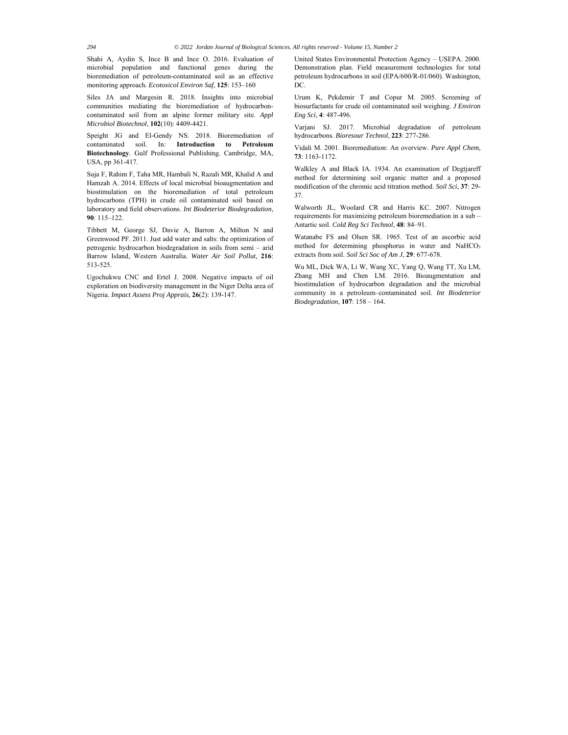Shahi A, Aydin S, Ince B and Ince O. 2016. Evaluation of microbial population and functional genes during the bioremediation of petroleum-contaminated soil as an effective monitoring approach. *Ecotoxicol Environ Saf*, **125**: 153–160

Siles JA and Margesin R. 2018. Insights into microbial communities mediating the bioremediation of hydrocarbon-contaminated soil from an alpine former military site. *Appl Microbiol Biotechnol*, **102**(10): 4409-4421.

Speight JG and El-Gendy NS. 2018. Bioremediation of contaminated soil. In: **Introduction to Petroleum Biotechnology**. Gulf Professional Publishing. Cambridge, MA, USA, pp 361-417.

Suja F, Rahim F, Taha MR, Hambali N, Razali MR, Khalid A and Hamzah A. 2014. Effects of local microbial bioaugmentation and biostimulation on the bioremediation of total petroleum hydrocarbons (TPH) in crude oil contaminated soil based on laboratory and field observations. *Int Biodeterior Biodegradation*, **90**: 115–122.

Tibbett M, George SJ, Davie A, Barron A, Milton N and Greenwood PF. 2011. Just add water and salts: the optimization of petrogenic hydrocarbon biodegradation in soils from semi – arid Barrow Island, Western Australia. *Water Air Soil Pollut*, **216**: 513-525.

Ugochukwu CNC and Ertel J. 2008. Negative impacts of oil exploration on biodiversity management in the Niger Delta area of Nigeria. *Impact Assess Proj Apprais*, **26**(2): 139-147.

United States Environmental Protection Agency – USEPA. 2000. Demonstration plan. Field measurement technologies for total petroleum hydrocarbons in soil (EPA/600/R-01/060). Washington, DC.

Urum K, Pekdemir T and Copur M. 2005. Screening of biosurfactants for crude oil contaminated soil weighing. *J Environ Eng Sci*, **4**: 487-496.

Varjani SJ. 2017. Microbial degradation of petroleum hydrocarbons. *Bioresour Technol*, **223**: 277-286.

Vidali M. 2001. Bioremediation: An overview. *Pure Appl Chem*, **73**: 1163-1172.

Walkley A and Black IA. 1934. An examination of Degtjareff method for determining soil organic matter and a proposed modification of the chromic acid titration method. *Soil Sci*, **37**: 29-37.

Walworth JL, Woolard CR and Harris KC. 2007. Nitrogen requirements for maximizing petroleum bioremediation in a sub – Antartic soil. *Cold Reg Sci Technol*, **48**: 84–91.

Watanabe FS and Olsen SR. 1965. Test of an ascorbic acid method for determining phosphorus in water and $NaHCO_3$ extracts from soil. *Soil Sci Soc of Am J*, **29**: 677-678.

Wu ML, Dick WA, Li W, Wang XC, Yang Q, Wang TT, Xu LM, Zhang MH and Chen LM. 2016. Bioaugmentation and biostimulation of hydrocarbon degradation and the microbial community in a petroleum–contaminated soil. *Int Biodeterior Biodegradation*, **107**: 158 – 164.